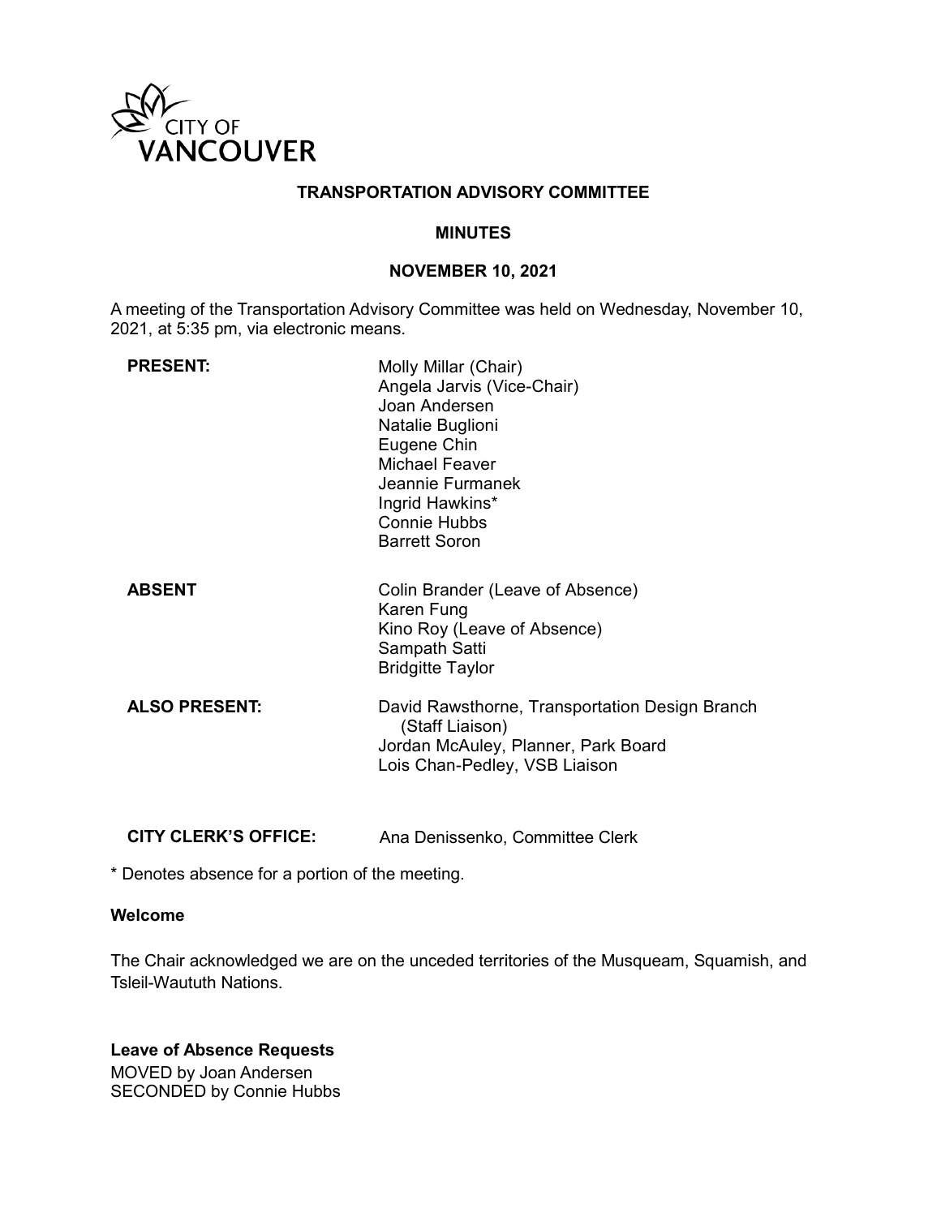CITY OF VANCOUVER

# TRANSPORTATION ADVISORY COMMITTEE

## MINUTES

## NOVEMBER 10, 2021

A meeting of the Transportation Advisory Committee was held on Wednesday, November 10, 2021, at 5:35 pm, via electronic means.

**PRESENT:**
Molly Millar (Chair)
Angela Jarvis (Vice-Chair)
Joan Andersen
Natalie Buglioni
Eugene Chin
Michael Feaver
Jeannie Furmanek
Ingrid Hawkins*
Connie Hubbs
Barrett Soron

**ABSENT**
Colin Brander (Leave of Absence)
Karen Fung
Kino Roy (Leave of Absence)
Sampath Satti
Bridgitte Taylor

**ALSO PRESENT:**
David Rawsthorne, Transportation Design Branch (Staff Liaison)
Jordan McAuley, Planner, Park Board
Lois Chan-Pedley, VSB Liaison

**CITY CLERK'S OFFICE:** Ana Denissenko, Committee Clerk

* Denotes absence for a portion of the meeting.

**Welcome**

The Chair acknowledged we are on the unceded territories of the Musqueam, Squamish, and Tsleil-Waututh Nations.

**Leave of Absence Requests**

MOVED by Joan Andersen
SECONDED by Connie Hubbs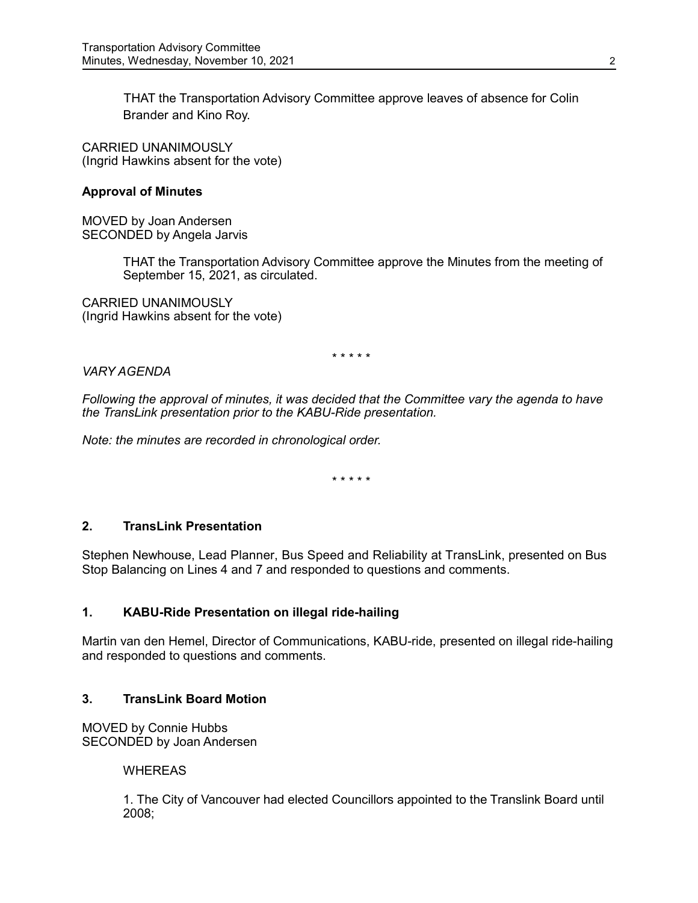THAT the Transportation Advisory Committee approve leaves of absence for Colin Brander and Kino Roy.

CARRIED UNANIMOUSLY
(Ingrid Hawkins absent for the vote)

**Approval of Minutes**

MOVED by Joan Andersen
SECONDED by Angela Jarvis

THAT the Transportation Advisory Committee approve the Minutes from the meeting of September 15, 2021, as circulated.

CARRIED UNANIMOUSLY
(Ingrid Hawkins absent for the vote)

\* \* \* \* \*

*VARY AGENDA*

*Following the approval of minutes, it was decided that the Committee vary the agenda to have the TransLink presentation prior to the KABU-Ride presentation.*

*Note: the minutes are recorded in chronological order.*

\* \* \* \* \*

## 2. TransLink Presentation

Stephen Newhouse, Lead Planner, Bus Speed and Reliability at TransLink, presented on Bus Stop Balancing on Lines 4 and 7 and responded to questions and comments.

## 1. KABU-Ride Presentation on illegal ride-hailing

Martin van den Hemel, Director of Communications, KABU-ride, presented on illegal ride-hailing and responded to questions and comments.

## 3. TransLink Board Motion

MOVED by Connie Hubbs
SECONDED by Joan Andersen

WHEREAS

1. The City of Vancouver had elected Councillors appointed to the Translink Board until 2008;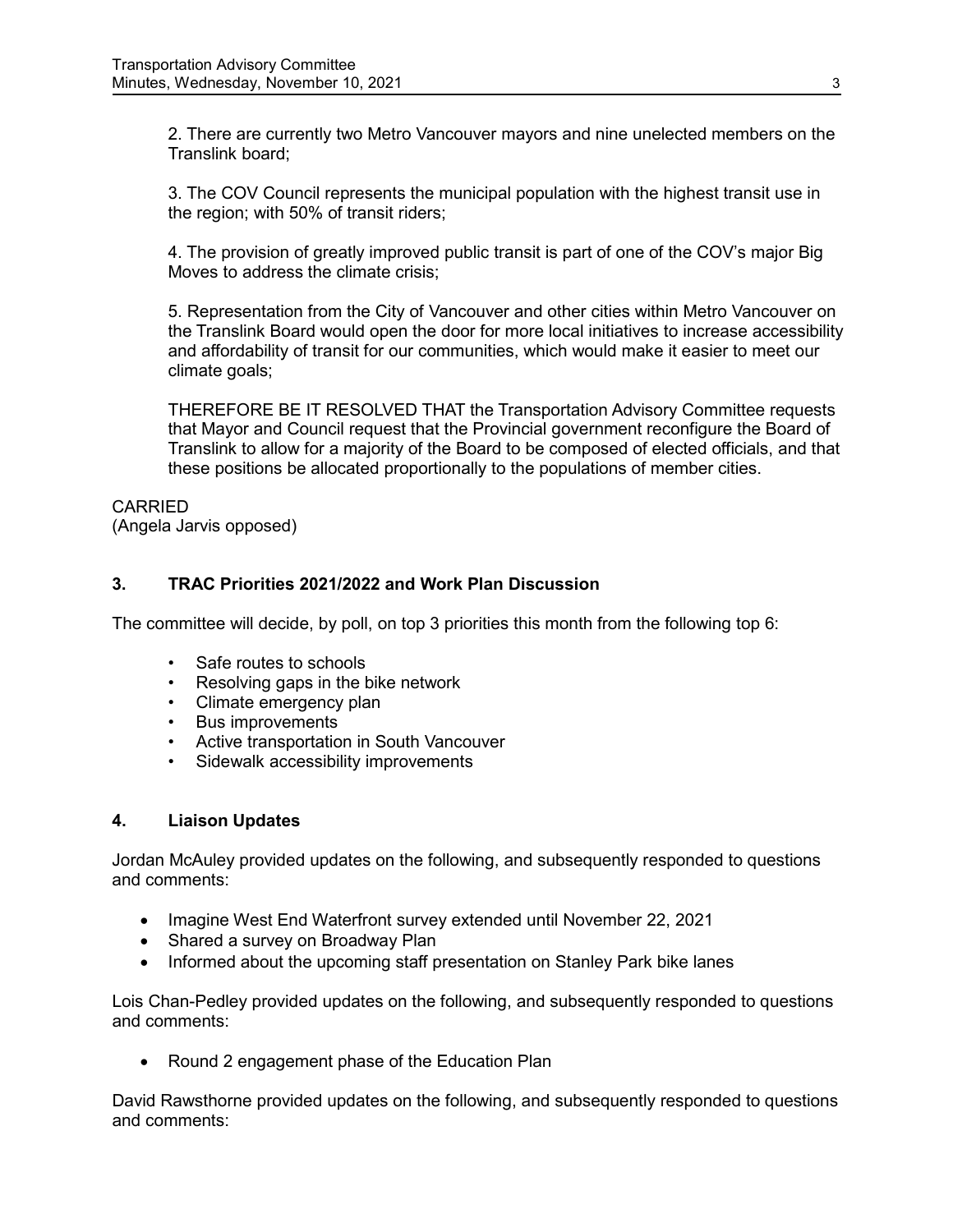2. There are currently two Metro Vancouver mayors and nine unelected members on the Translink board;

3. The COV Council represents the municipal population with the highest transit use in the region; with 50% of transit riders;

4. The provision of greatly improved public transit is part of one of the COV's major Big Moves to address the climate crisis;

5. Representation from the City of Vancouver and other cities within Metro Vancouver on the Translink Board would open the door for more local initiatives to increase accessibility and affordability of transit for our communities, which would make it easier to meet our climate goals;

THEREFORE BE IT RESOLVED THAT the Transportation Advisory Committee requests that Mayor and Council request that the Provincial government reconfigure the Board of Translink to allow for a majority of the Board to be composed of elected officials, and that these positions be allocated proportionally to the populations of member cities.

CARRIED
(Angela Jarvis opposed)

## 3. TRAC Priorities 2021/2022 and Work Plan Discussion

The committee will decide, by poll, on top 3 priorities this month from the following top 6:

- Safe routes to schools
- Resolving gaps in the bike network
- Climate emergency plan
- Bus improvements
- Active transportation in South Vancouver
- Sidewalk accessibility improvements

## 4. Liaison Updates

Jordan McAuley provided updates on the following, and subsequently responded to questions and comments:

- Imagine West End Waterfront survey extended until November 22, 2021
- Shared a survey on Broadway Plan
- Informed about the upcoming staff presentation on Stanley Park bike lanes

Lois Chan-Pedley provided updates on the following, and subsequently responded to questions and comments:

- Round 2 engagement phase of the Education Plan

David Rawsthorne provided updates on the following, and subsequently responded to questions and comments: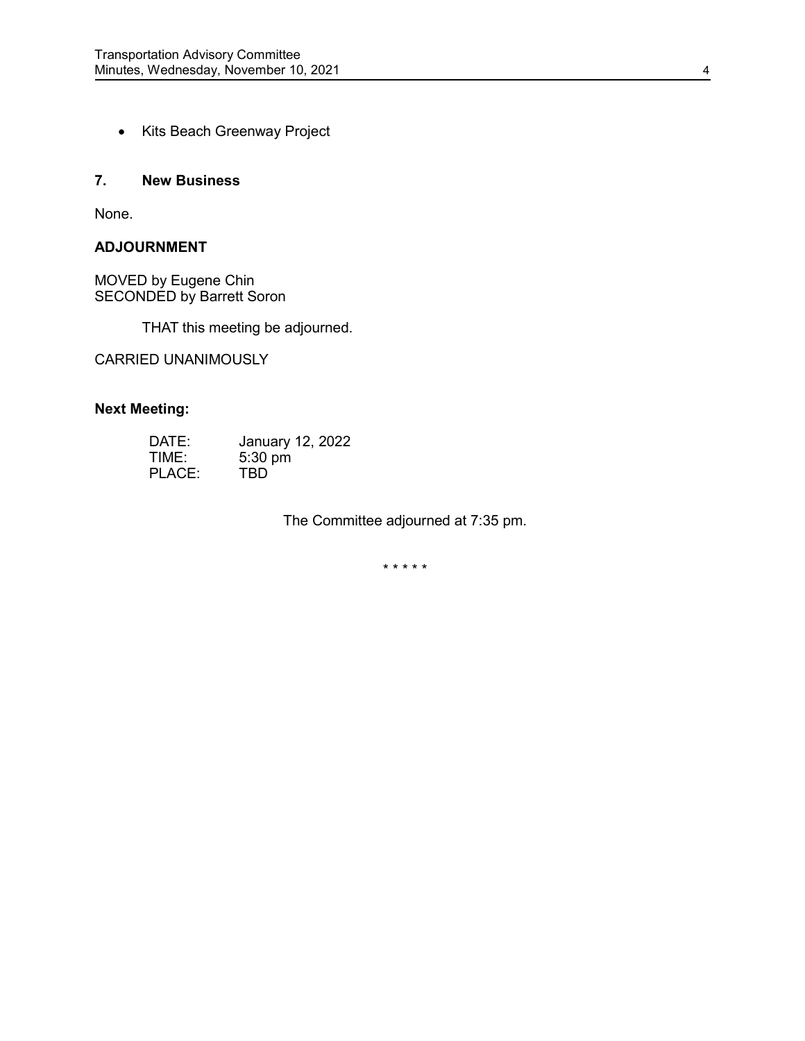- Kits Beach Greenway Project

## 7. New Business

None.

## ADJOURNMENT

MOVED by Eugene Chin
SECONDED by Barrett Soron

THAT this meeting be adjourned.

CARRIED UNANIMOUSLY

**Next Meeting:**

| | |
|---|---|
| DATE: | January 12, 2022 |
| TIME: | 5:30 pm |
| PLACE: | TBD |

The Committee adjourned at 7:35 pm.

\* \* \* \* \*